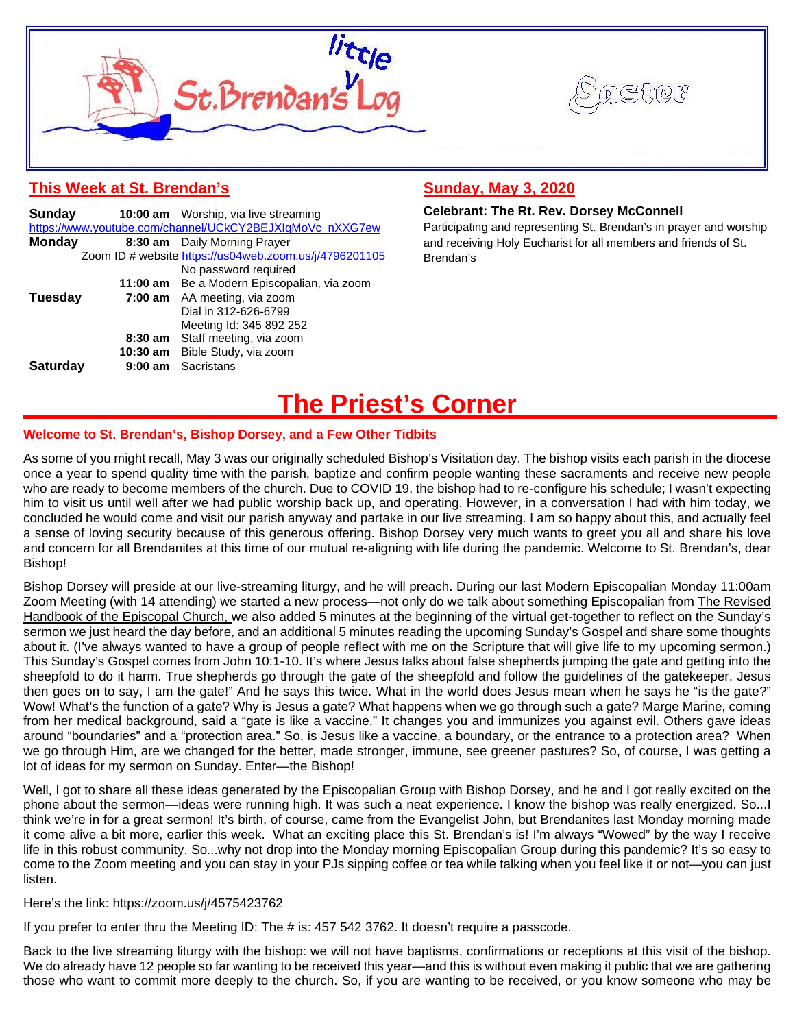# little St. Brendan's Log

Easter

## This Week at St. Brendan's

| | | |
|---|---|---|
| **Sunday** | **10:00 am** | Worship, via live streaming |
| https://www.youtube.com/channel/UCkCY2BEJXIqMoVc_nXXG7ew | | |
| **Monday** | **8:30 am** | Daily Morning Prayer |
| | | Zoom ID # website https://us04web.zoom.us/j/4796201105 |
| | | No password required |
| | **11:00 am** | Be a Modern Episcopalian, via zoom |
| **Tuesday** | **7:00 am** | AA meeting, via zoom |
| | | Dial in 312-626-6799 |
| | | Meeting Id: 345 892 252 |
| | **8:30 am** | Staff meeting, via zoom |
| | **10:30 am** | Bible Study, via zoom |
| **Saturday** | **9:00 am** | Sacristans |

## Sunday, May 3, 2020

**Celebrant: The Rt. Rev. Dorsey McConnell**

Participating and representing St. Brendan's in prayer and worship and receiving Holy Eucharist for all members and friends of St. Brendan's

# The Priest's Corner

### Welcome to St. Brendan's, Bishop Dorsey, and a Few Other Tidbits

As some of you might recall, May 3 was our originally scheduled Bishop's Visitation day. The bishop visits each parish in the diocese once a year to spend quality time with the parish, baptize and confirm people wanting these sacraments and receive new people who are ready to become members of the church. Due to COVID 19, the bishop had to re-configure his schedule; I wasn't expecting him to visit us until well after we had public worship back up, and operating. However, in a conversation I had with him today, we concluded he would come and visit our parish anyway and partake in our live streaming. I am so happy about this, and actually feel a sense of loving security because of this generous offering. Bishop Dorsey very much wants to greet you all and share his love and concern for all Brendanites at this time of our mutual re-aligning with life during the pandemic. Welcome to St. Brendan's, dear Bishop!

Bishop Dorsey will preside at our live-streaming liturgy, and he will preach. During our last Modern Episcopalian Monday 11:00am Zoom Meeting (with 14 attending) we started a new process—not only do we talk about something Episcopalian from The Revised Handbook of the Episcopal Church, we also added 5 minutes at the beginning of the virtual get-together to reflect on the Sunday's sermon we just heard the day before, and an additional 5 minutes reading the upcoming Sunday's Gospel and share some thoughts about it. (I've always wanted to have a group of people reflect with me on the Scripture that will give life to my upcoming sermon.) This Sunday's Gospel comes from John 10:1-10. It's where Jesus talks about false shepherds jumping the gate and getting into the sheepfold to do it harm. True shepherds go through the gate of the sheepfold and follow the guidelines of the gatekeeper. Jesus then goes on to say, I am the gate!" And he says this twice. What in the world does Jesus mean when he says he "is the gate?" Wow! What's the function of a gate? Why is Jesus a gate? What happens when we go through such a gate? Marge Marine, coming from her medical background, said a "gate is like a vaccine." It changes you and immunizes you against evil. Others gave ideas around "boundaries" and a "protection area." So, is Jesus like a vaccine, a boundary, or the entrance to a protection area? When we go through Him, are we changed for the better, made stronger, immune, see greener pastures? So, of course, I was getting a lot of ideas for my sermon on Sunday. Enter—the Bishop!

Well, I got to share all these ideas generated by the Episcopalian Group with Bishop Dorsey, and he and I got really excited on the phone about the sermon—ideas were running high. It was such a neat experience. I know the bishop was really energized. So...I think we're in for a great sermon! It's birth, of course, came from the Evangelist John, but Brendanites last Monday morning made it come alive a bit more, earlier this week. What an exciting place this St. Brendan's is! I'm always "Wowed" by the way I receive life in this robust community. So...why not drop into the Monday morning Episcopalian Group during this pandemic? It's so easy to come to the Zoom meeting and you can stay in your PJs sipping coffee or tea while talking when you feel like it or not—you can just listen.

Here's the link: https://zoom.us/j/4575423762

If you prefer to enter thru the Meeting ID: The # is: 457 542 3762. It doesn't require a passcode.

Back to the live streaming liturgy with the bishop: we will not have baptisms, confirmations or receptions at this visit of the bishop. We do already have 12 people so far wanting to be received this year—and this is without even making it public that we are gathering those who want to commit more deeply to the church. So, if you are wanting to be received, or you know someone who may be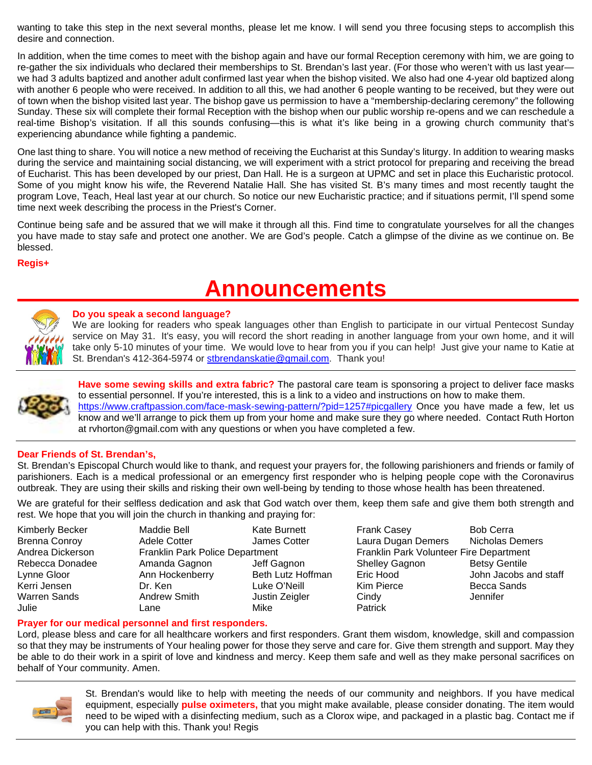wanting to take this step in the next several months, please let me know. I will send you three focusing steps to accomplish this desire and connection.

In addition, when the time comes to meet with the bishop again and have our formal Reception ceremony with him, we are going to re-gather the six individuals who declared their memberships to St. Brendan's last year. (For those who weren't with us last year—we had 3 adults baptized and another adult confirmed last year when the bishop visited. We also had one 4-year old baptized along with another 6 people who were received. In addition to all this, we had another 6 people wanting to be received, but they were out of town when the bishop visited last year. The bishop gave us permission to have a "membership-declaring ceremony" the following Sunday. These six will complete their formal Reception with the bishop when our public worship re-opens and we can reschedule a real-time Bishop's visitation. If all this sounds confusing—this is what it's like being in a growing church community that's experiencing abundance while fighting a pandemic.

One last thing to share. You will notice a new method of receiving the Eucharist at this Sunday's liturgy. In addition to wearing masks during the service and maintaining social distancing, we will experiment with a strict protocol for preparing and receiving the bread of Eucharist. This has been developed by our priest, Dan Hall. He is a surgeon at UPMC and set in place this Eucharistic protocol. Some of you might know his wife, the Reverend Natalie Hall. She has visited St. B's many times and most recently taught the program Love, Teach, Heal last year at our church. So notice our new Eucharistic practice; and if situations permit, I'll spend some time next week describing the process in the Priest's Corner.

Continue being safe and be assured that we will make it through all this. Find time to congratulate yourselves for all the changes you have made to stay safe and protect one another. We are God's people. Catch a glimpse of the divine as we continue on. Be blessed.

**Regis+**

# Announcements

**Do you speak a second language?**
We are looking for readers who speak languages other than English to participate in our virtual Pentecost Sunday service on May 31. It's easy, you will record the short reading in another language from your own home, and it will take only 5-10 minutes of your time. We would love to hear from you if you can help! Just give your name to Katie at St. Brendan's 412-364-5974 or stbrendanskatie@gmail.com. Thank you!

---

**Have some sewing skills and extra fabric?** The pastoral care team is sponsoring a project to deliver face masks to essential personnel. If you're interested, this is a link to a video and instructions on how to make them. https://www.craftpassion.com/face-mask-sewing-pattern/?pid=1257#picgallery Once you have made a few, let us know and we'll arrange to pick them up from your home and make sure they go where needed. Contact Ruth Horton at rvhorton@gmail.com with any questions or when you have completed a few.

---

**Dear Friends of St. Brendan's,**
St. Brendan's Episcopal Church would like to thank, and request your prayers for, the following parishioners and friends or family of parishioners. Each is a medical professional or an emergency first responder who is helping people cope with the Coronavirus outbreak. They are using their skills and risking their own well-being by tending to those whose health has been threatened.

We are grateful for their selfless dedication and ask that God watch over them, keep them safe and give them both strength and rest. We hope that you will join the church in thanking and praying for:

Kimberly Becker, Maddie Bell, Kate Burnett, Frank Casey, Bob Cerra
Brenna Conroy, Adele Cotter, James Cotter, Laura Dugan Demers, Nicholas Demers
Andrea Dickerson, Franklin Park Police Department, Franklin Park Volunteer Fire Department
Rebecca Donadee, Amanda Gagnon, Jeff Gagnon, Shelley Gagnon, Betsy Gentile
Lynne Gloor, Ann Hockenberry, Beth Lutz Hoffman, Eric Hood, John Jacobs and staff
Kerri Jensen, Dr. Ken, Luke O'Neill, Kim Pierce, Becca Sands
Warren Sands, Andrew Smith, Justin Zeigler, Cindy, Jennifer
Julie, Lane, Mike, Patrick

**Prayer for our medical personnel and first responders.**
Lord, please bless and care for all healthcare workers and first responders. Grant them wisdom, knowledge, skill and compassion so that they may be instruments of Your healing power for those they serve and care for. Give them strength and support. May they be able to do their work in a spirit of love and kindness and mercy. Keep them safe and well as they make personal sacrifices on behalf of Your community. Amen.

---

St. Brendan's would like to help with meeting the needs of our community and neighbors. If you have medical equipment, especially **pulse oximeters,** that you might make available, please consider donating. The item would need to be wiped with a disinfecting medium, such as a Clorox wipe, and packaged in a plastic bag. Contact me if you can help with this. Thank you! Regis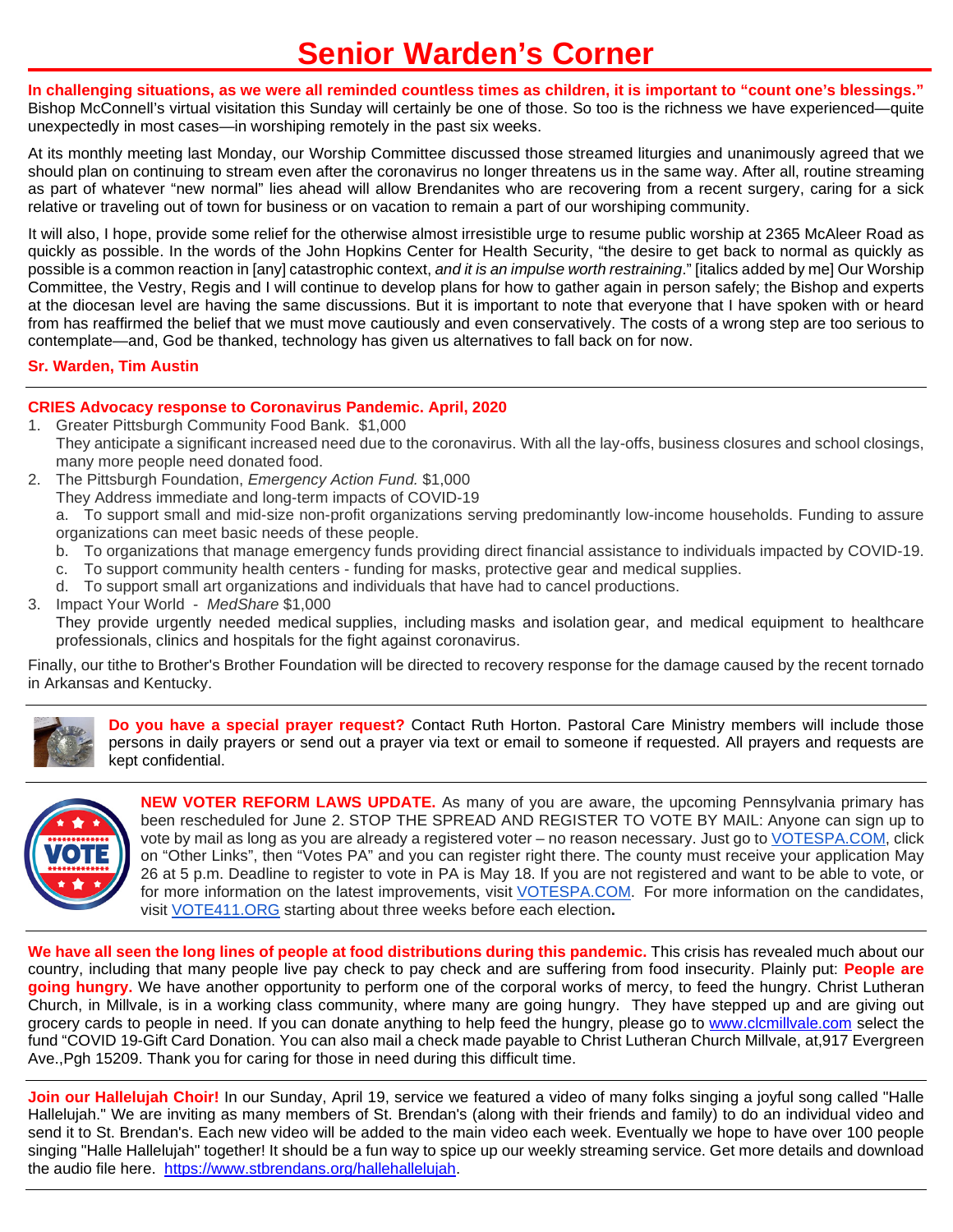# Senior Warden's Corner

**In challenging situations, as we were all reminded countless times as children, it is important to "count one's blessings."** Bishop McConnell's virtual visitation this Sunday will certainly be one of those. So too is the richness we have experienced—quite unexpectedly in most cases—in worshiping remotely in the past six weeks.

At its monthly meeting last Monday, our Worship Committee discussed those streamed liturgies and unanimously agreed that we should plan on continuing to stream even after the coronavirus no longer threatens us in the same way. After all, routine streaming as part of whatever "new normal" lies ahead will allow Brendanites who are recovering from a recent surgery, caring for a sick relative or traveling out of town for business or on vacation to remain a part of our worshiping community.

It will also, I hope, provide some relief for the otherwise almost irresistible urge to resume public worship at 2365 McAleer Road as quickly as possible. In the words of the John Hopkins Center for Health Security, "the desire to get back to normal as quickly as possible is a common reaction in [any] catastrophic context, *and it is an impulse worth restraining*." [italics added by me] Our Worship Committee, the Vestry, Regis and I will continue to develop plans for how to gather again in person safely; the Bishop and experts at the diocesan level are having the same discussions. But it is important to note that everyone that I have spoken with or heard from has reaffirmed the belief that we must move cautiously and even conservatively. The costs of a wrong step are too serious to contemplate—and, God be thanked, technology has given us alternatives to fall back on for now.

**Sr. Warden, Tim Austin**

---

**CRIES Advocacy response to Coronavirus Pandemic. April, 2020**

1. Greater Pittsburgh Community Food Bank. $1,000
   They anticipate a significant increased need due to the coronavirus. With all the lay-offs, business closures and school closings, many more people need donated food.
2. The Pittsburgh Foundation, *Emergency Action Fund.* $1,000
   They Address immediate and long-term impacts of COVID-19
   a. To support small and mid-size non-profit organizations serving predominantly low-income households. Funding to assure organizations can meet basic needs of these people.
   b. To organizations that manage emergency funds providing direct financial assistance to individuals impacted by COVID-19.
   c. To support community health centers - funding for masks, protective gear and medical supplies.
   d. To support small art organizations and individuals that have had to cancel productions.
3. Impact Your World - *MedShare* $1,000
   They provide urgently needed medical supplies, including masks and isolation gear, and medical equipment to healthcare professionals, clinics and hospitals for the fight against coronavirus.

Finally, our tithe to Brother's Brother Foundation will be directed to recovery response for the damage caused by the recent tornado in Arkansas and Kentucky.

---

**Do you have a special prayer request?** Contact Ruth Horton. Pastoral Care Ministry members will include those persons in daily prayers or send out a prayer via text or email to someone if requested. All prayers and requests are kept confidential.

---

**NEW VOTER REFORM LAWS UPDATE.** As many of you are aware, the upcoming Pennsylvania primary has been rescheduled for June 2. STOP THE SPREAD AND REGISTER TO VOTE BY MAIL: Anyone can sign up to vote by mail as long as you are already a registered voter – no reason necessary. Just go to VOTESPA.COM, click on "Other Links", then "Votes PA" and you can register right there. The county must receive your application May 26 at 5 p.m. Deadline to register to vote in PA is May 18. If you are not registered and want to be able to vote, or for more information on the latest improvements, visit VOTESPA.COM. For more information on the candidates, visit VOTE411.ORG starting about three weeks before each election**.**

---

**We have all seen the long lines of people at food distributions during this pandemic.** This crisis has revealed much about our country, including that many people live pay check to pay check and are suffering from food insecurity. Plainly put: **People are going hungry.** We have another opportunity to perform one of the corporal works of mercy, to feed the hungry. Christ Lutheran Church, in Millvale, is in a working class community, where many are going hungry. They have stepped up and are giving out grocery cards to people in need. If you can donate anything to help feed the hungry, please go to www.clcmillvale.com select the fund "COVID 19-Gift Card Donation. You can also mail a check made payable to Christ Lutheran Church Millvale, at,917 Evergreen Ave.,Pgh 15209. Thank you for caring for those in need during this difficult time.

---

**Join our Hallelujah Choir!** In our Sunday, April 19, service we featured a video of many folks singing a joyful song called "Halle Hallelujah." We are inviting as many members of St. Brendan's (along with their friends and family) to do an individual video and send it to St. Brendan's. Each new video will be added to the main video each week. Eventually we hope to have over 100 people singing "Halle Hallelujah" together! It should be a fun way to spice up our weekly streaming service. Get more details and download the audio file here. https://www.stbrendans.org/hallehallelujah.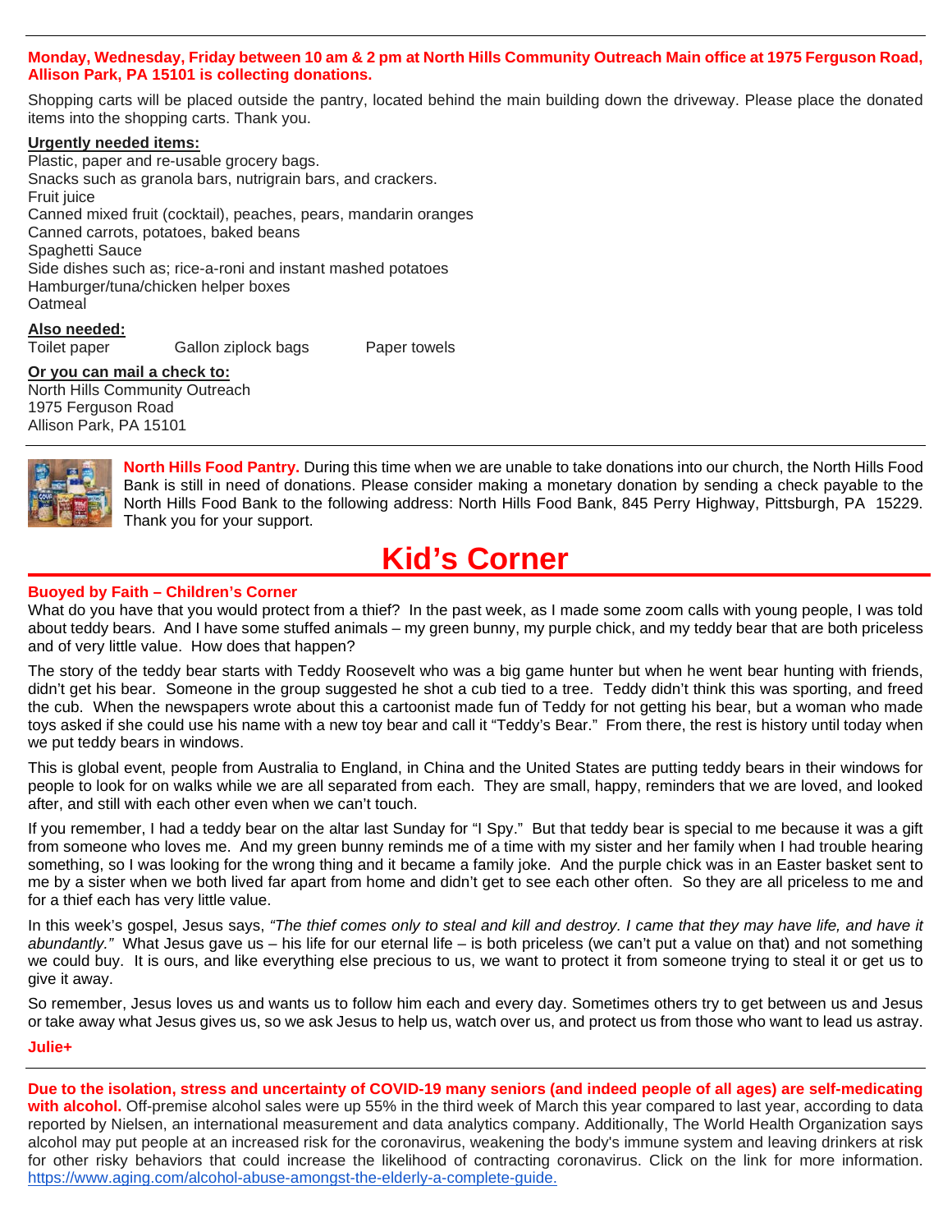**Monday, Wednesday, Friday between 10 am & 2 pm at North Hills Community Outreach Main office at 1975 Ferguson Road, Allison Park, PA 15101 is collecting donations.**

Shopping carts will be placed outside the pantry, located behind the main building down the driveway. Please place the donated items into the shopping carts. Thank you.

**Urgently needed items:**

Plastic, paper and re-usable grocery bags.
Snacks such as granola bars, nutrigrain bars, and crackers.
Fruit juice
Canned mixed fruit (cocktail), peaches, pears, mandarin oranges
Canned carrots, potatoes, baked beans
Spaghetti Sauce
Side dishes such as; rice-a-roni and instant mashed potatoes
Hamburger/tuna/chicken helper boxes
Oatmeal

**Also needed:**

Toilet paper Gallon ziplock bags Paper towels

**Or you can mail a check to:**

North Hills Community Outreach
1975 Ferguson Road
Allison Park, PA 15101

**North Hills Food Pantry.** During this time when we are unable to take donations into our church, the North Hills Food Bank is still in need of donations. Please consider making a monetary donation by sending a check payable to the North Hills Food Bank to the following address: North Hills Food Bank, 845 Perry Highway, Pittsburgh, PA 15229. Thank you for your support.

# Kid's Corner

**Buoyed by Faith – Children's Corner**

What do you have that you would protect from a thief? In the past week, as I made some zoom calls with young people, I was told about teddy bears. And I have some stuffed animals – my green bunny, my purple chick, and my teddy bear that are both priceless and of very little value. How does that happen?

The story of the teddy bear starts with Teddy Roosevelt who was a big game hunter but when he went bear hunting with friends, didn't get his bear. Someone in the group suggested he shot a cub tied to a tree. Teddy didn't think this was sporting, and freed the cub. When the newspapers wrote about this a cartoonist made fun of Teddy for not getting his bear, but a woman who made toys asked if she could use his name with a new toy bear and call it "Teddy's Bear." From there, the rest is history until today when we put teddy bears in windows.

This is global event, people from Australia to England, in China and the United States are putting teddy bears in their windows for people to look for on walks while we are all separated from each. They are small, happy, reminders that we are loved, and looked after, and still with each other even when we can't touch.

If you remember, I had a teddy bear on the altar last Sunday for "I Spy." But that teddy bear is special to me because it was a gift from someone who loves me. And my green bunny reminds me of a time with my sister and her family when I had trouble hearing something, so I was looking for the wrong thing and it became a family joke. And the purple chick was in an Easter basket sent to me by a sister when we both lived far apart from home and didn't get to see each other often. So they are all priceless to me and for a thief each has very little value.

In this week's gospel, Jesus says, *"The thief comes only to steal and kill and destroy. I came that they may have life, and have it abundantly."* What Jesus gave us – his life for our eternal life – is both priceless (we can't put a value on that) and not something we could buy. It is ours, and like everything else precious to us, we want to protect it from someone trying to steal it or get us to give it away.

So remember, Jesus loves us and wants us to follow him each and every day. Sometimes others try to get between us and Jesus or take away what Jesus gives us, so we ask Jesus to help us, watch over us, and protect us from those who want to lead us astray.

**Julie+**

**Due to the isolation, stress and uncertainty of COVID-19 many seniors (and indeed people of all ages) are self-medicating with alcohol.** Off-premise alcohol sales were up 55% in the third week of March this year compared to last year, according to data reported by Nielsen, an international measurement and data analytics company. Additionally, The World Health Organization says alcohol may put people at an increased risk for the coronavirus, weakening the body's immune system and leaving drinkers at risk for other risky behaviors that could increase the likelihood of contracting coronavirus. Click on the link for more information. https://www.aging.com/alcohol-abuse-amongst-the-elderly-a-complete-guide.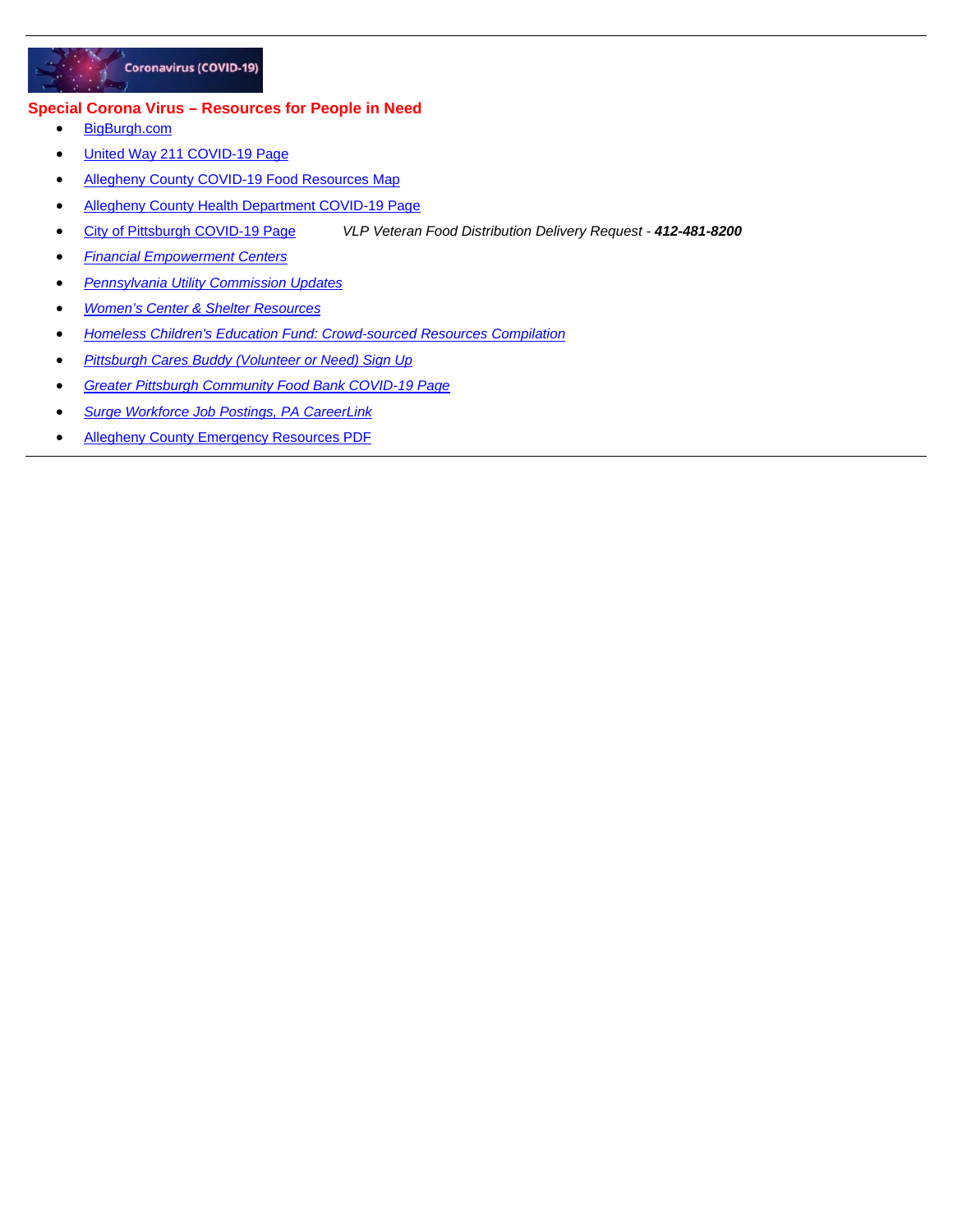Coronavirus (COVID-19)

**Special Corona Virus – Resources for People in Need**

- BigBurgh.com
- United Way 211 COVID-19 Page
- Allegheny County COVID-19 Food Resources Map
- Allegheny County Health Department COVID-19 Page
- City of Pittsburgh COVID-19 Page *VLP Veteran Food Distribution Delivery Request - **412-481-8200***
- *Financial Empowerment Centers*
- *Pennsylvania Utility Commission Updates*
- *Women's Center & Shelter Resources*
- *Homeless Children's Education Fund: Crowd-sourced Resources Compilation*
- *Pittsburgh Cares Buddy (Volunteer or Need) Sign Up*
- *Greater Pittsburgh Community Food Bank COVID-19 Page*
- *Surge Workforce Job Postings, PA CareerLink*
- Allegheny County Emergency Resources PDF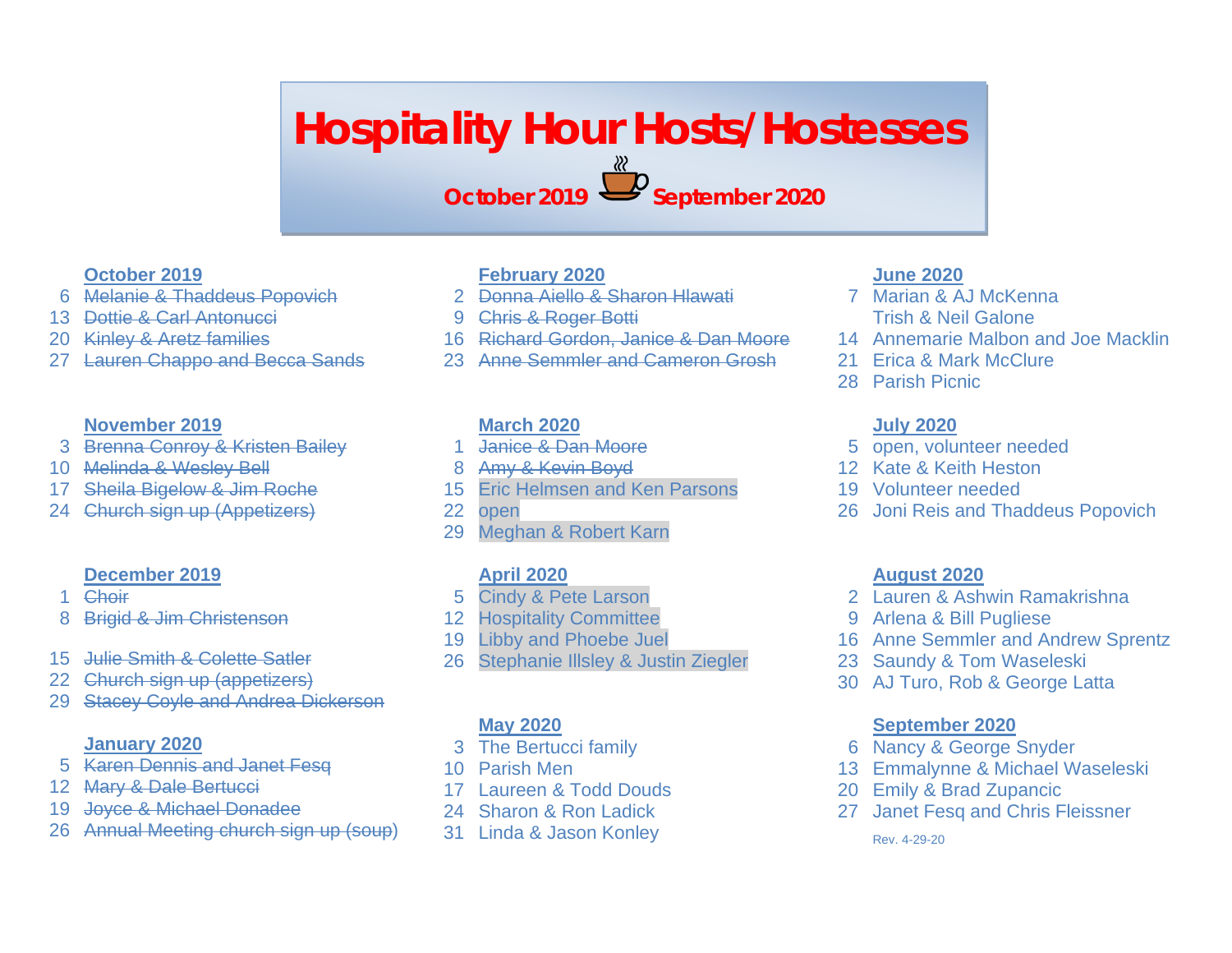# Hospitality Hour Hosts/Hostesses

**October 2019 — September 2020**

### October 2019

- 6 ~~Melanie & Thaddeus Popovich~~
- 13 ~~Dottie & Carl Antonucci~~
- 20 ~~Kinley & Aretz families~~
- 27 ~~Lauren Chappo and Becca Sands~~

### November 2019

- 3 ~~Brenna Conroy & Kristen Bailey~~
- 10 ~~Melinda & Wesley Bell~~
- 17 ~~Sheila Bigelow & Jim Roche~~
- 24 ~~Church sign up (Appetizers)~~

### December 2019

- 1 ~~Choir~~
- 8 ~~Brigid & Jim Christenson~~
- 15 ~~Julie Smith & Colette Satler~~
- 22 ~~Church sign up (appetizers)~~
- 29 ~~Stacey Coyle and Andrea Dickerson~~

### January 2020

- 5 ~~Karen Dennis and Janet Fesq~~
- 12 ~~Mary & Dale Bertucci~~
- 19 ~~Joyce & Michael Donadee~~
- 26 ~~Annual Meeting church sign up (soup)~~

### February 2020

- 2 ~~Donna Aiello & Sharon Hlawati~~
- 9 ~~Chris & Roger Botti~~
- 16 ~~Richard Gordon, Janice & Dan Moore~~
- 23 ~~Anne Semmler and Cameron Grosh~~

### March 2020

- 1 ~~Janice & Dan Moore~~
- 8 ~~Amy & Kevin Boyd~~
- 15 Eric Helmsen and Ken Parsons
- 22 open
- 29 Meghan & Robert Karn

### April 2020

- 5 Cindy & Pete Larson
- 12 Hospitality Committee
- 19 Libby and Phoebe Juel
- 26 Stephanie Illsley & Justin Ziegler

### May 2020

- 3 The Bertucci family
- 10 Parish Men
- 17 Laureen & Todd Douds
- 24 Sharon & Ron Ladick
- 31 Linda & Jason Konley

### June 2020

- 7 Marian & AJ McKenna
  Trish & Neil Galone
- 14 Annemarie Malbon and Joe Macklin
- 21 Erica & Mark McClure
- 28 Parish Picnic

### July 2020

- 5 open, volunteer needed
- 12 Kate & Keith Heston
- 19 Volunteer needed
- 26 Joni Reis and Thaddeus Popovich

### August 2020

- 2 Lauren & Ashwin Ramakrishna
- 9 Arlena & Bill Pugliese
- 16 Anne Semmler and Andrew Sprentz
- 23 Saundy & Tom Waseleski
- 30 AJ Turo, Rob & George Latta

### September 2020

- 6 Nancy & George Snyder
- 13 Emmalynne & Michael Waseleski
- 20 Emily & Brad Zupancic
- 27 Janet Fesq and Chris Fleissner

Rev. 4-29-20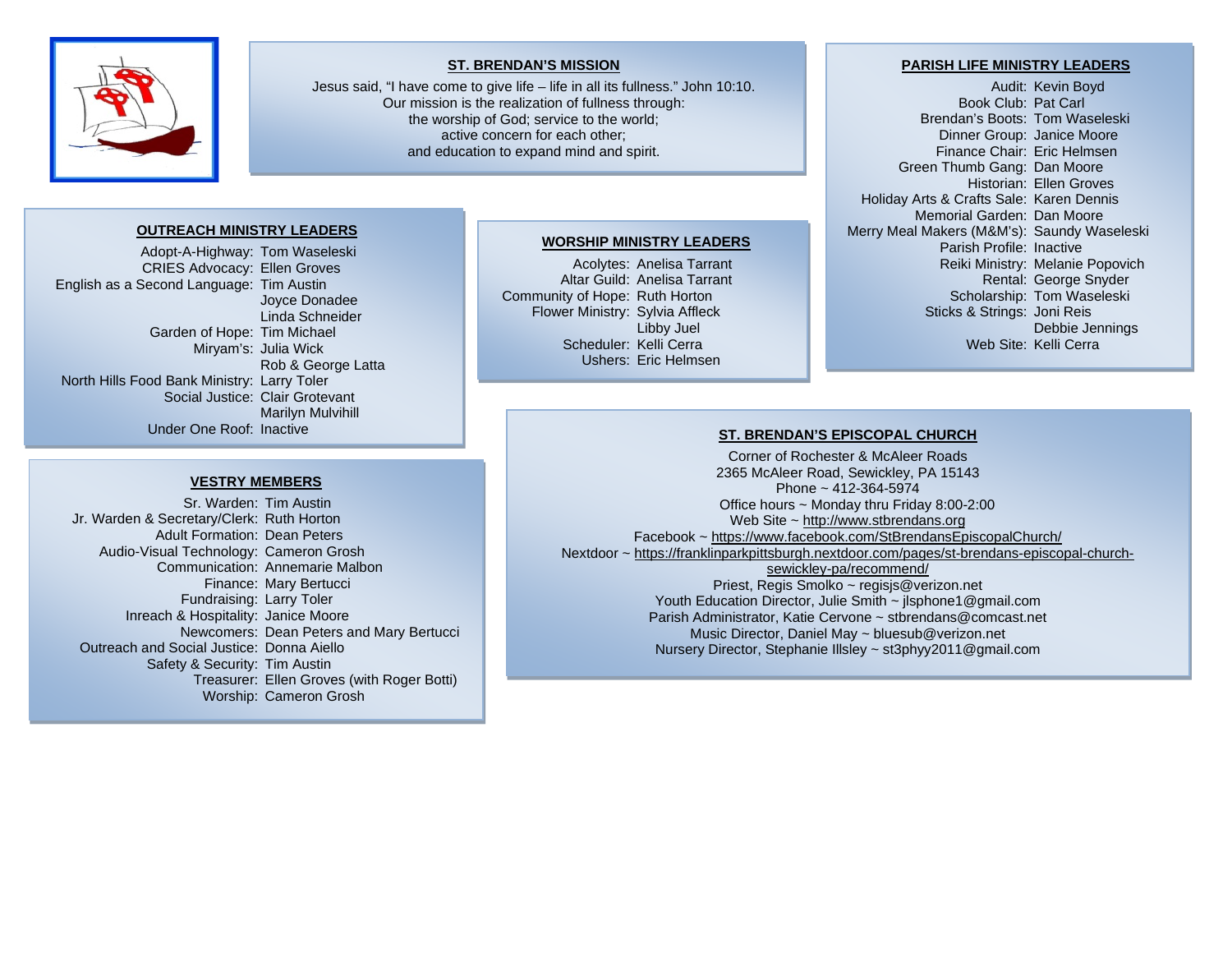## ST. BRENDAN'S MISSION

Jesus said, "I have come to give life – life in all its fullness." John 10:10.
Our mission is the realization of fullness through:
the worship of God; service to the world;
active concern for each other;
and education to expand mind and spirit.

## PARISH LIFE MINISTRY LEADERS

Audit: Kevin Boyd
Book Club: Pat Carl
Brendan's Boots: Tom Waseleski
Dinner Group: Janice Moore
Finance Chair: Eric Helmsen
Green Thumb Gang: Dan Moore
Historian: Ellen Groves
Holiday Arts & Crafts Sale: Karen Dennis
Memorial Garden: Dan Moore
Merry Meal Makers (M&M's): Saundy Waseleski
Parish Profile: Inactive
Reiki Ministry: Melanie Popovich
Rental: George Snyder
Scholarship: Tom Waseleski
Sticks & Strings: Joni Reis
Debbie Jennings
Web Site: Kelli Cerra

## OUTREACH MINISTRY LEADERS

Adopt-A-Highway: Tom Waseleski
CRIES Advocacy: Ellen Groves
English as a Second Language: Tim Austin
Joyce Donadee
Linda Schneider
Garden of Hope: Tim Michael
Miryam's: Julia Wick
Rob & George Latta
North Hills Food Bank Ministry: Larry Toler
Social Justice: Clair Grotevant
Marilyn Mulvihill
Under One Roof: Inactive

## WORSHIP MINISTRY LEADERS

Acolytes: Anelisa Tarrant
Altar Guild: Anelisa Tarrant
Community of Hope: Ruth Horton
Flower Ministry: Sylvia Affleck
Libby Juel
Scheduler: Kelli Cerra
Ushers: Eric Helmsen

## VESTRY MEMBERS

Sr. Warden: Tim Austin
Jr. Warden & Secretary/Clerk: Ruth Horton
Adult Formation: Dean Peters
Audio-Visual Technology: Cameron Grosh
Communication: Annemarie Malbon
Finance: Mary Bertucci
Fundraising: Larry Toler
Inreach & Hospitality: Janice Moore
Newcomers: Dean Peters and Mary Bertucci
Outreach and Social Justice: Donna Aiello
Safety & Security: Tim Austin
Treasurer: Ellen Groves (with Roger Botti)
Worship: Cameron Grosh

## ST. BRENDAN'S EPISCOPAL CHURCH

Corner of Rochester & McAleer Roads
2365 McAleer Road, Sewickley, PA 15143
Phone ~ 412-364-5974
Office hours ~ Monday thru Friday 8:00-2:00
Web Site ~ http://www.stbrendans.org
Facebook ~ https://www.facebook.com/StBrendansEpiscopalChurch/
Nextdoor ~ https://franklinparkpittsburgh.nextdoor.com/pages/st-brendans-episcopal-church-sewickley-pa/recommend/
Priest, Regis Smolko ~ regisjs@verizon.net
Youth Education Director, Julie Smith ~ jlsphone1@gmail.com
Parish Administrator, Katie Cervone ~ stbrendans@comcast.net
Music Director, Daniel May ~ bluesub@verizon.net
Nursery Director, Stephanie Illsley ~ st3phyy2011@gmail.com